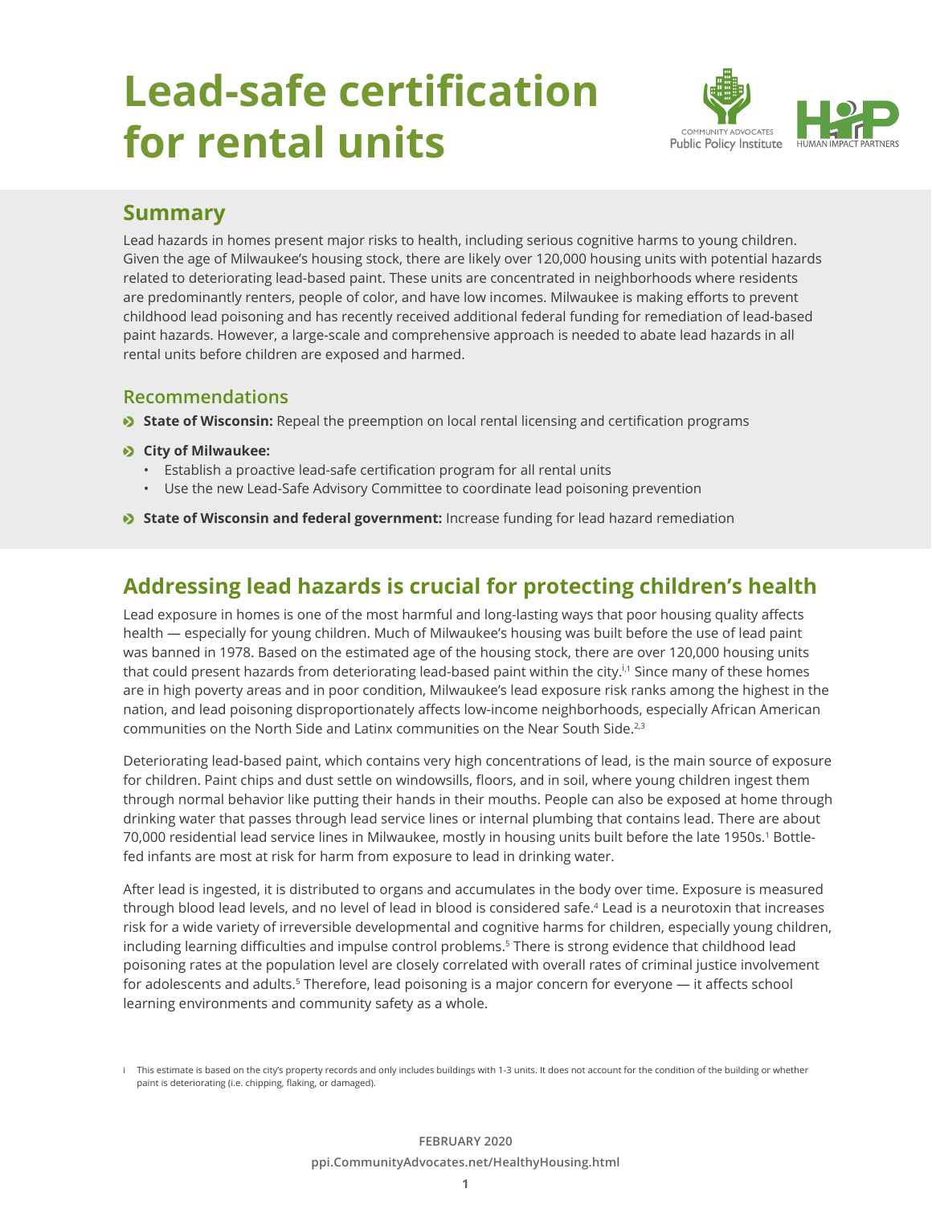# Lead-safe certification for rental units

COMMUNITY ADVOCATES Public Policy Institute

HUMAN IMPACT PARTNERS

## Summary

Lead hazards in homes present major risks to health, including serious cognitive harms to young children. Given the age of Milwaukee's housing stock, there are likely over 120,000 housing units with potential hazards related to deteriorating lead-based paint. These units are concentrated in neighborhoods where residents are predominantly renters, people of color, and have low incomes. Milwaukee is making efforts to prevent childhood lead poisoning and has recently received additional federal funding for remediation of lead-based paint hazards. However, a large-scale and comprehensive approach is needed to abate lead hazards in all rental units before children are exposed and harmed.

### Recommendations

- **State of Wisconsin:** Repeal the preemption on local rental licensing and certification programs
- **City of Milwaukee:**
  - Establish a proactive lead-safe certification program for all rental units
  - Use the new Lead-Safe Advisory Committee to coordinate lead poisoning prevention
- **State of Wisconsin and federal government:** Increase funding for lead hazard remediation

## Addressing lead hazards is crucial for protecting children's health

Lead exposure in homes is one of the most harmful and long-lasting ways that poor housing quality affects health — especially for young children. Much of Milwaukee's housing was built before the use of lead paint was banned in 1978. Based on the estimated age of the housing stock, there are over 120,000 housing units that could present hazards from deteriorating lead-based paint within the city.[i,1] Since many of these homes are in high poverty areas and in poor condition, Milwaukee's lead exposure risk ranks among the highest in the nation, and lead poisoning disproportionately affects low-income neighborhoods, especially African American communities on the North Side and Latinx communities on the Near South Side.[2,3]

Deteriorating lead-based paint, which contains very high concentrations of lead, is the main source of exposure for children. Paint chips and dust settle on windowsills, floors, and in soil, where young children ingest them through normal behavior like putting their hands in their mouths. People can also be exposed at home through drinking water that passes through lead service lines or internal plumbing that contains lead. There are about 70,000 residential lead service lines in Milwaukee, mostly in housing units built before the late 1950s.[1] Bottle-fed infants are most at risk for harm from exposure to lead in drinking water.

After lead is ingested, it is distributed to organs and accumulates in the body over time. Exposure is measured through blood lead levels, and no level of lead in blood is considered safe.[4] Lead is a neurotoxin that increases risk for a wide variety of irreversible developmental and cognitive harms for children, especially young children, including learning difficulties and impulse control problems.[5] There is strong evidence that childhood lead poisoning rates at the population level are closely correlated with overall rates of criminal justice involvement for adolescents and adults.[5] Therefore, lead poisoning is a major concern for everyone — it affects school learning environments and community safety as a whole.

i This estimate is based on the city's property records and only includes buildings with 1-3 units. It does not account for the condition of the building or whether paint is deteriorating (i.e. chipping, flaking, or damaged).

FEBRUARY 2020

ppi.CommunityAdvocates.net/HealthyHousing.html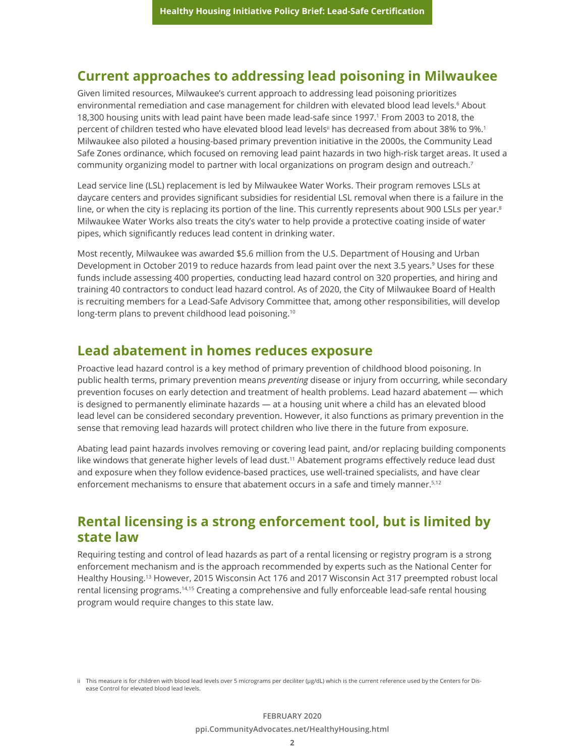## Current approaches to addressing lead poisoning in Milwaukee

Given limited resources, Milwaukee's current approach to addressing lead poisoning prioritizes environmental remediation and case management for children with elevated blood lead levels.[6] About 18,300 housing units with lead paint have been made lead-safe since 1997.[1] From 2003 to 2018, the percent of children tested who have elevated blood lead levels[ii] has decreased from about 38% to 9%.[1] Milwaukee also piloted a housing-based primary prevention initiative in the 2000s, the Community Lead Safe Zones ordinance, which focused on removing lead paint hazards in two high-risk target areas. It used a community organizing model to partner with local organizations on program design and outreach.[7]

Lead service line (LSL) replacement is led by Milwaukee Water Works. Their program removes LSLs at daycare centers and provides significant subsidies for residential LSL removal when there is a failure in the line, or when the city is replacing its portion of the line. This currently represents about 900 LSLs per year.[8] Milwaukee Water Works also treats the city's water to help provide a protective coating inside of water pipes, which significantly reduces lead content in drinking water.

Most recently, Milwaukee was awarded $5.6 million from the U.S. Department of Housing and Urban Development in October 2019 to reduce hazards from lead paint over the next 3.5 years.[9] Uses for these funds include assessing 400 properties, conducting lead hazard control on 320 properties, and hiring and training 40 contractors to conduct lead hazard control. As of 2020, the City of Milwaukee Board of Health is recruiting members for a Lead-Safe Advisory Committee that, among other responsibilities, will develop long-term plans to prevent childhood lead poisoning.[10]

## Lead abatement in homes reduces exposure

Proactive lead hazard control is a key method of primary prevention of childhood blood poisoning. In public health terms, primary prevention means *preventing* disease or injury from occurring, while secondary prevention focuses on early detection and treatment of health problems. Lead hazard abatement — which is designed to permanently eliminate hazards — at a housing unit where a child has an elevated blood lead level can be considered secondary prevention. However, it also functions as primary prevention in the sense that removing lead hazards will protect children who live there in the future from exposure.

Abating lead paint hazards involves removing or covering lead paint, and/or replacing building components like windows that generate higher levels of lead dust.[11] Abatement programs effectively reduce lead dust and exposure when they follow evidence-based practices, use well-trained specialists, and have clear enforcement mechanisms to ensure that abatement occurs in a safe and timely manner.[5,12]

## Rental licensing is a strong enforcement tool, but is limited by state law

Requiring testing and control of lead hazards as part of a rental licensing or registry program is a strong enforcement mechanism and is the approach recommended by experts such as the National Center for Healthy Housing.[13] However, 2015 Wisconsin Act 176 and 2017 Wisconsin Act 317 preempted robust local rental licensing programs.[14,15] Creating a comprehensive and fully enforceable lead-safe rental housing program would require changes to this state law.

ii This measure is for children with blood lead levels over 5 micrograms per deciliter (μg/dL) which is the current reference used by the Centers for Disease Control for elevated blood lead levels.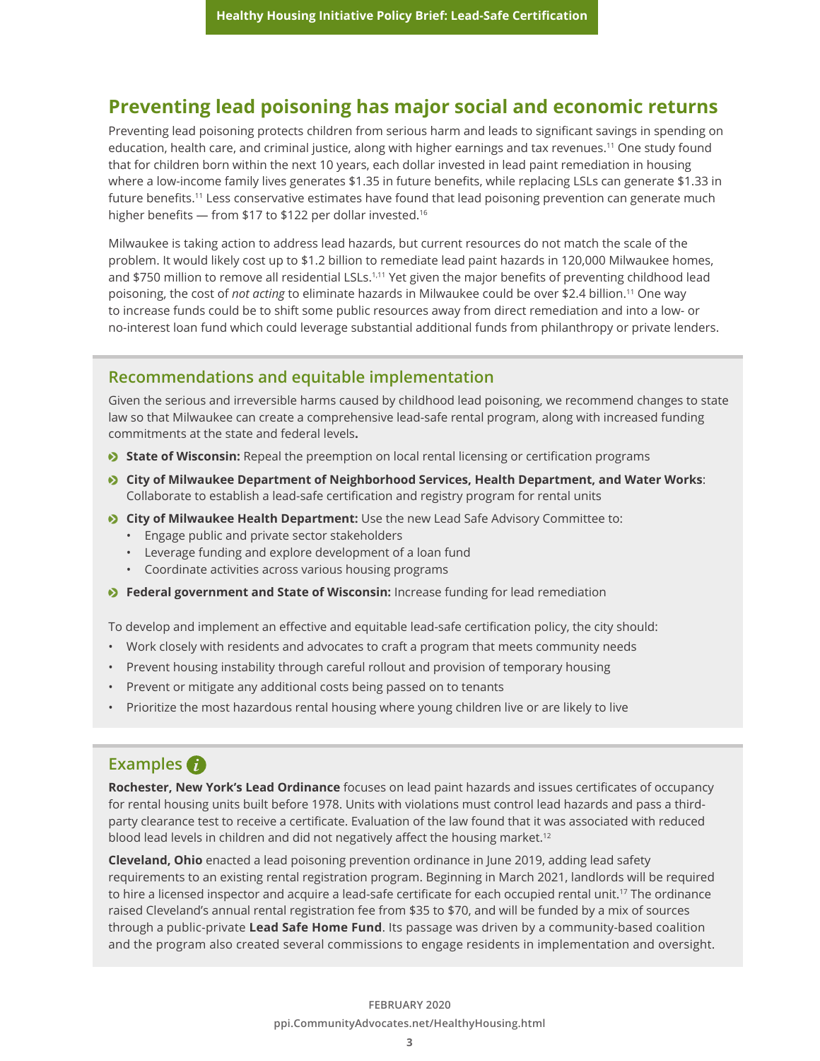## Preventing lead poisoning has major social and economic returns

Preventing lead poisoning protects children from serious harm and leads to significant savings in spending on education, health care, and criminal justice, along with higher earnings and tax revenues.[11] One study found that for children born within the next 10 years, each dollar invested in lead paint remediation in housing where a low-income family lives generates $1.35 in future benefits, while replacing LSLs can generate $1.33 in future benefits.[11] Less conservative estimates have found that lead poisoning prevention can generate much higher benefits — from $17 to $122 per dollar invested.[16]

Milwaukee is taking action to address lead hazards, but current resources do not match the scale of the problem. It would likely cost up to $1.2 billion to remediate lead paint hazards in 120,000 Milwaukee homes, and $750 million to remove all residential LSLs.[1,11] Yet given the major benefits of preventing childhood lead poisoning, the cost of *not acting* to eliminate hazards in Milwaukee could be over $2.4 billion.[11] One way to increase funds could be to shift some public resources away from direct remediation and into a low- or no-interest loan fund which could leverage substantial additional funds from philanthropy or private lenders.

### Recommendations and equitable implementation

Given the serious and irreversible harms caused by childhood lead poisoning, we recommend changes to state law so that Milwaukee can create a comprehensive lead-safe rental program, along with increased funding commitments at the state and federal levels**.**

- **State of Wisconsin:** Repeal the preemption on local rental licensing or certification programs
- **City of Milwaukee Department of Neighborhood Services, Health Department, and Water Works**: Collaborate to establish a lead-safe certification and registry program for rental units
- **City of Milwaukee Health Department:** Use the new Lead Safe Advisory Committee to:
  - Engage public and private sector stakeholders
  - Leverage funding and explore development of a loan fund
  - Coordinate activities across various housing programs
- **Federal government and State of Wisconsin:** Increase funding for lead remediation

To develop and implement an effective and equitable lead-safe certification policy, the city should:

- Work closely with residents and advocates to craft a program that meets community needs
- Prevent housing instability through careful rollout and provision of temporary housing
- Prevent or mitigate any additional costs being passed on to tenants
- Prioritize the most hazardous rental housing where young children live or are likely to live

### Examples

**Rochester, New York's Lead Ordinance** focuses on lead paint hazards and issues certificates of occupancy for rental housing units built before 1978. Units with violations must control lead hazards and pass a third-party clearance test to receive a certificate. Evaluation of the law found that it was associated with reduced blood lead levels in children and did not negatively affect the housing market.[12]

**Cleveland, Ohio** enacted a lead poisoning prevention ordinance in June 2019, adding lead safety requirements to an existing rental registration program. Beginning in March 2021, landlords will be required to hire a licensed inspector and acquire a lead-safe certificate for each occupied rental unit.[17] The ordinance raised Cleveland's annual rental registration fee from $35 to $70, and will be funded by a mix of sources through a public-private **Lead Safe Home Fund**. Its passage was driven by a community-based coalition and the program also created several commissions to engage residents in implementation and oversight.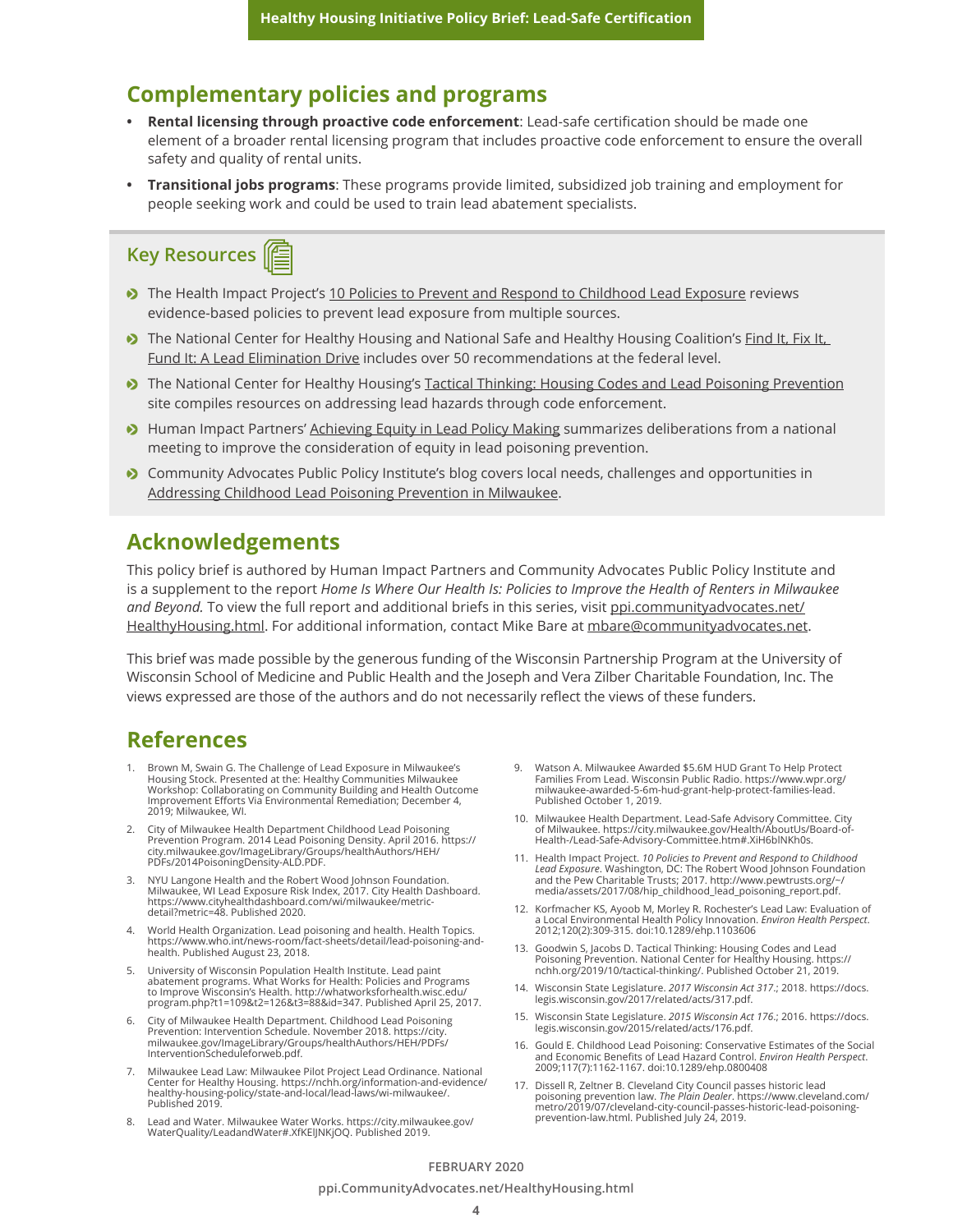## Complementary policies and programs

- **Rental licensing through proactive code enforcement**: Lead-safe certification should be made one element of a broader rental licensing program that includes proactive code enforcement to ensure the overall safety and quality of rental units.
- **Transitional jobs programs**: These programs provide limited, subsidized job training and employment for people seeking work and could be used to train lead abatement specialists.

### Key Resources

- The Health Impact Project's 10 Policies to Prevent and Respond to Childhood Lead Exposure reviews evidence-based policies to prevent lead exposure from multiple sources.
- The National Center for Healthy Housing and National Safe and Healthy Housing Coalition's Find It, Fix It, Fund It: A Lead Elimination Drive includes over 50 recommendations at the federal level.
- The National Center for Healthy Housing's Tactical Thinking: Housing Codes and Lead Poisoning Prevention site compiles resources on addressing lead hazards through code enforcement.
- Human Impact Partners' Achieving Equity in Lead Policy Making summarizes deliberations from a national meeting to improve the consideration of equity in lead poisoning prevention.
- Community Advocates Public Policy Institute's blog covers local needs, challenges and opportunities in Addressing Childhood Lead Poisoning Prevention in Milwaukee.

## Acknowledgements

This policy brief is authored by Human Impact Partners and Community Advocates Public Policy Institute and is a supplement to the report *Home Is Where Our Health Is: Policies to Improve the Health of Renters in Milwaukee and Beyond.* To view the full report and additional briefs in this series, visit ppi.communityadvocates.net/HealthyHousing.html. For additional information, contact Mike Bare at mbare@communityadvocates.net.

This brief was made possible by the generous funding of the Wisconsin Partnership Program at the University of Wisconsin School of Medicine and Public Health and the Joseph and Vera Zilber Charitable Foundation, Inc. The views expressed are those of the authors and do not necessarily reflect the views of these funders.

## References

1. Brown M, Swain G. The Challenge of Lead Exposure in Milwaukee's Housing Stock. Presented at the: Healthy Communities Milwaukee Workshop: Collaborating on Community Building and Health Outcome Improvement Efforts Via Environmental Remediation; December 4, 2019; Milwaukee, WI.
2. City of Milwaukee Health Department Childhood Lead Poisoning Prevention Program. 2014 Lead Poisoning Density. April 2016. https://city.milwaukee.gov/ImageLibrary/Groups/healthAuthors/HEH/PDFs/2014PoisoningDensity-ALD.PDF.
3. NYU Langone Health and the Robert Wood Johnson Foundation. Milwaukee, WI Lead Exposure Risk Index, 2017. City Health Dashboard. https://www.cityhealthdashboard.com/wi/milwaukee/metric-detail?metric=48. Published 2020.
4. World Health Organization. Lead poisoning and health. Health Topics. https://www.who.int/news-room/fact-sheets/detail/lead-poisoning-and-health. Published August 23, 2018.
5. University of Wisconsin Population Health Institute. Lead paint abatement programs. What Works for Health: Policies and Programs to Improve Wisconsin's Health. http://whatworksforhealth.wisc.edu/program.php?t1=109&t2=126&t3=88&id=347. Published April 25, 2017.
6. City of Milwaukee Health Department. Childhood Lead Poisoning Prevention: Intervention Schedule. November 2018. https://city.milwaukee.gov/ImageLibrary/Groups/healthAuthors/HEH/PDFs/InterventionScheduleforweb.pdf.
7. Milwaukee Lead Law: Milwaukee Pilot Project Lead Ordinance. National Center for Healthy Housing. https://nchh.org/information-and-evidence/healthy-housing-policy/state-and-local/lead-laws/wi-milwaukee/. Published 2019.
8. Lead and Water. Milwaukee Water Works. https://city.milwaukee.gov/WaterQuality/LeadandWater#.XfKElJNKjOQ. Published 2019.
9. Watson A. Milwaukee Awarded $5.6M HUD Grant To Help Protect Families From Lead. Wisconsin Public Radio. https://www.wpr.org/milwaukee-awarded-5-6m-hud-grant-help-protect-families-lead. Published October 1, 2019.
10. Milwaukee Health Department. Lead-Safe Advisory Committee. City of Milwaukee. https://city.milwaukee.gov/Health/AboutUs/Board-of-Health-/Lead-Safe-Advisory-Committee.htm#.XiH6blNKh0s.
11. Health Impact Project. *10 Policies to Prevent and Respond to Childhood Lead Exposure*. Washington, DC: The Robert Wood Johnson Foundation and the Pew Charitable Trusts; 2017. http://www.pewtrusts.org/~/media/assets/2017/08/hip_childhood_lead_poisoning_report.pdf.
12. Korfmacher KS, Ayoob M, Morley R. Rochester's Lead Law: Evaluation of a Local Environmental Health Policy Innovation. *Environ Health Perspect*. 2012;120(2):309-315. doi:10.1289/ehp.1103606
13. Goodwin S, Jacobs D. Tactical Thinking: Housing Codes and Lead Poisoning Prevention. National Center for Healthy Housing. https://nchh.org/2019/10/tactical-thinking/. Published October 21, 2019.
14. Wisconsin State Legislature. *2017 Wisconsin Act 317*.; 2018. https://docs.legis.wisconsin.gov/2017/related/acts/317.pdf.
15. Wisconsin State Legislature. *2015 Wisconsin Act 176*.; 2016. https://docs.legis.wisconsin.gov/2015/related/acts/176.pdf.
16. Gould E. Childhood Lead Poisoning: Conservative Estimates of the Social and Economic Benefits of Lead Hazard Control. *Environ Health Perspect*. 2009;117(7):1162-1167. doi:10.1289/ehp.0800408
17. Dissell R, Zeltner B. Cleveland City Council passes historic lead poisoning prevention law. *The Plain Dealer*. https://www.cleveland.com/metro/2019/07/cleveland-city-council-passes-historic-lead-poisoning-prevention-law.html. Published July 24, 2019.

FEBRUARY 2020

ppi.CommunityAdvocates.net/HealthyHousing.html